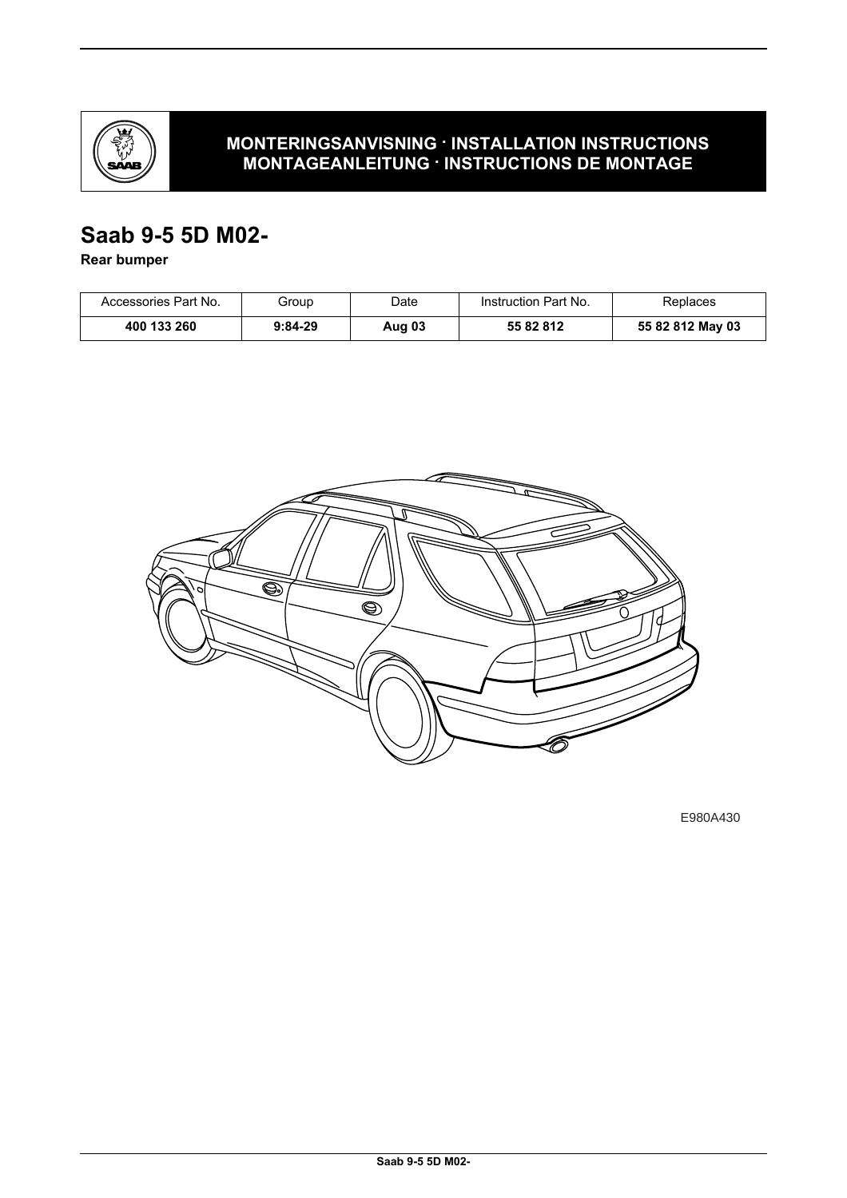**MONTERINGSANVISNING · INSTALLATION INSTRUCTIONS**
**MONTAGEANLEITUNG · INSTRUCTIONS DE MONTAGE**

# Saab 9-5 5D M02-

**Rear bumper**

| Accessories Part No. | Group | Date | Instruction Part No. | Replaces |
|---|---|---|---|---|
| **400 133 260** | **9:84-29** | **Aug 03** | **55 82 812** | **55 82 812 May 03** |

E980A430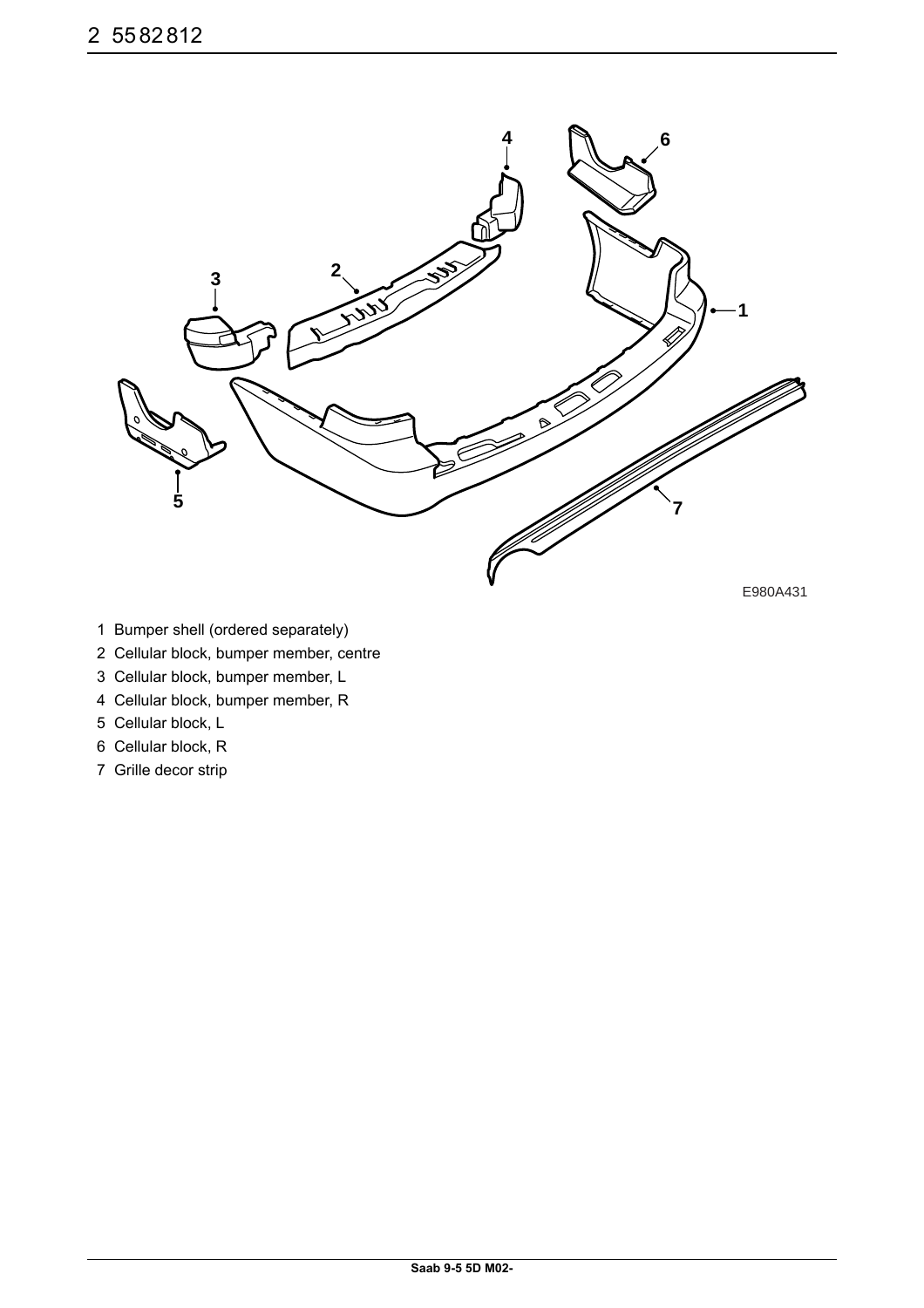# 2 55 82 812

E980A431

1 Bumper shell (ordered separately)
2 Cellular block, bumper member, centre
3 Cellular block, bumper member, L
4 Cellular block, bumper member, R
5 Cellular block, L
6 Cellular block, R
7 Grille decor strip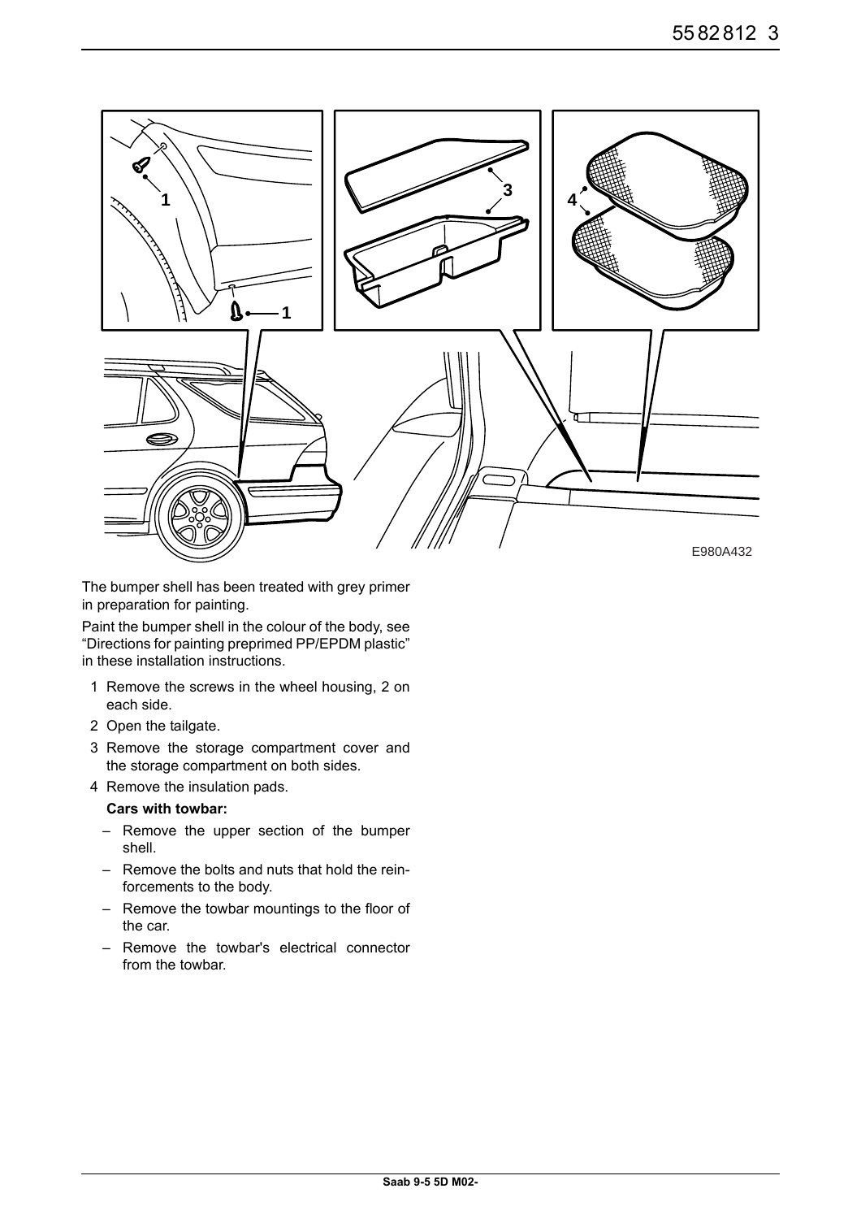E980A432

The bumper shell has been treated with grey primer in preparation for painting.

Paint the bumper shell in the colour of the body, see "Directions for painting preprimed PP/EPDM plastic" in these installation instructions.

1. Remove the screws in the wheel housing, 2 on each side.
2. Open the tailgate.
3. Remove the storage compartment cover and the storage compartment on both sides.
4. Remove the insulation pads.

   **Cars with towbar:**

   – Remove the upper section of the bumper shell.

   – Remove the bolts and nuts that hold the reinforcements to the body.

   – Remove the towbar mountings to the floor of the car.

   – Remove the towbar's electrical connector from the towbar.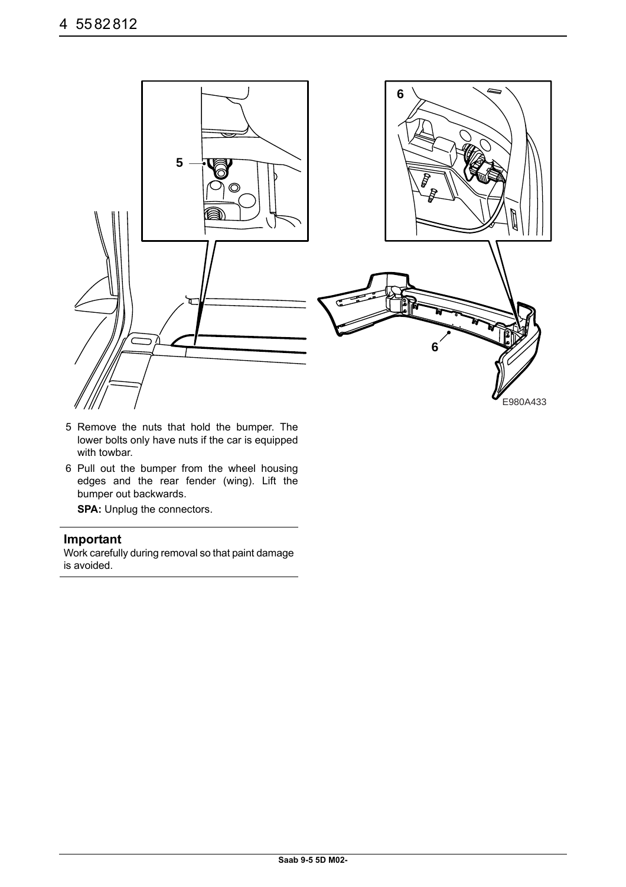5 Remove the nuts that hold the bumper. The lower bolts only have nuts if the car is equipped with towbar.

6 Pull out the bumper from the wheel housing edges and the rear fender (wing). Lift the bumper out backwards.

   **SPA:** Unplug the connectors.

---

**Important**

Work carefully during removal so that paint damage is avoided.

---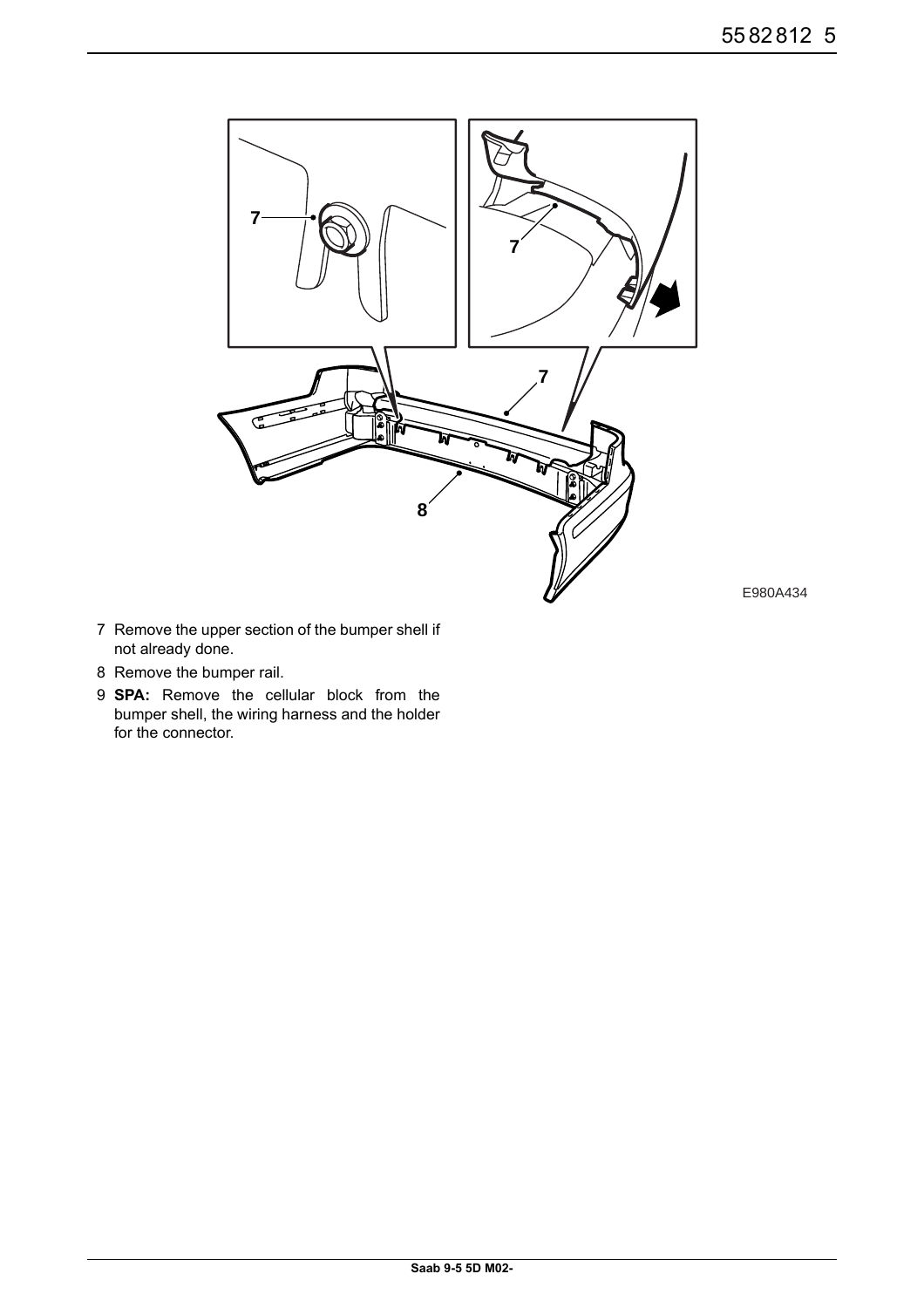E980A434

7 Remove the upper section of the bumper shell if not already done.

8 Remove the bumper rail.

9 **SPA:** Remove the cellular block from the bumper shell, the wiring harness and the holder for the connector.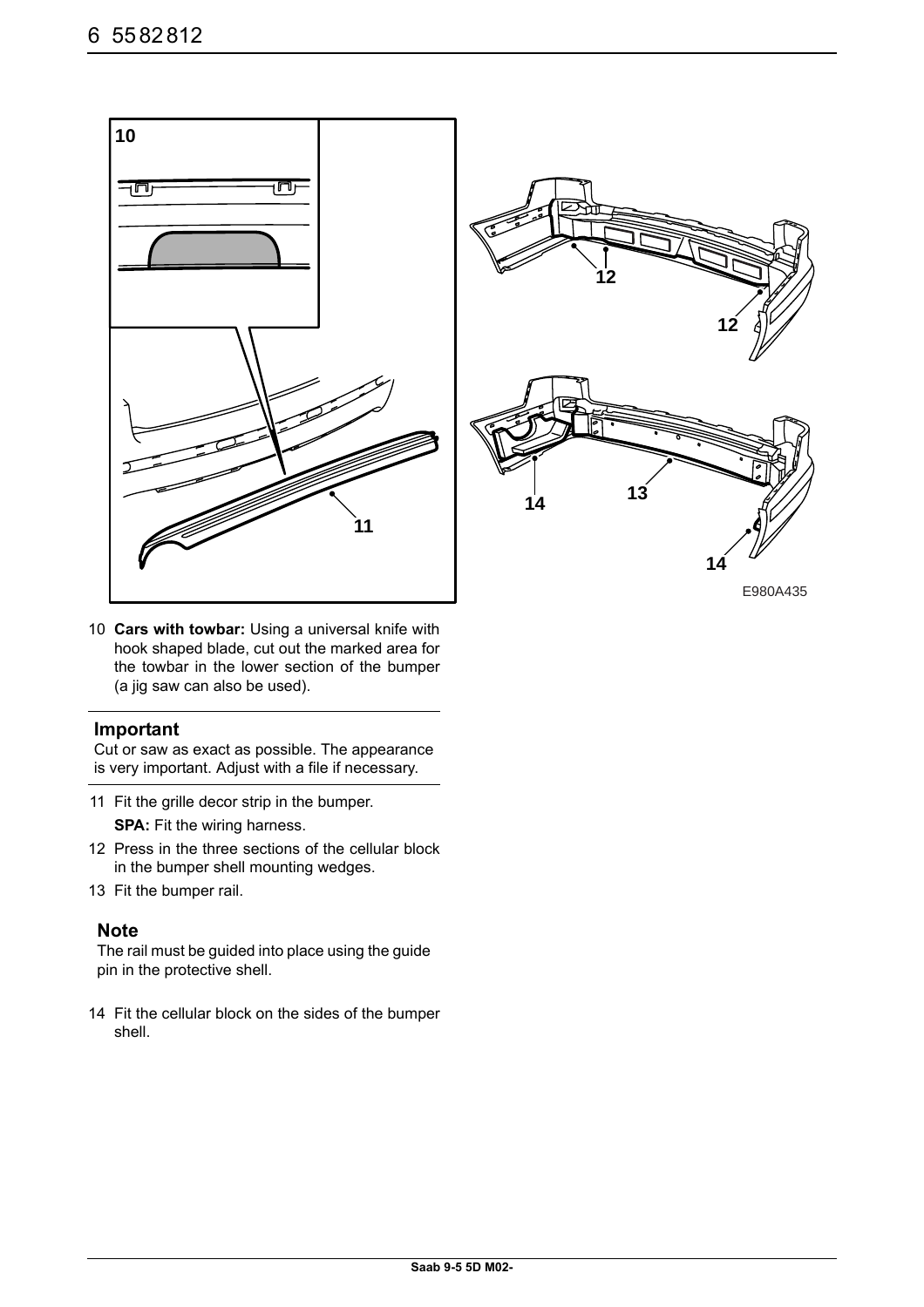E980A435

10 **Cars with towbar:** Using a universal knife with hook shaped blade, cut out the marked area for the towbar in the lower section of the bumper (a jig saw can also be used).

### Important

Cut or saw as exact as possible. The appearance is very important. Adjust with a file if necessary.

11 Fit the grille decor strip in the bumper.

**SPA:** Fit the wiring harness.

12 Press in the three sections of the cellular block in the bumper shell mounting wedges.

13 Fit the bumper rail.

### Note

The rail must be guided into place using the guide pin in the protective shell.

14 Fit the cellular block on the sides of the bumper shell.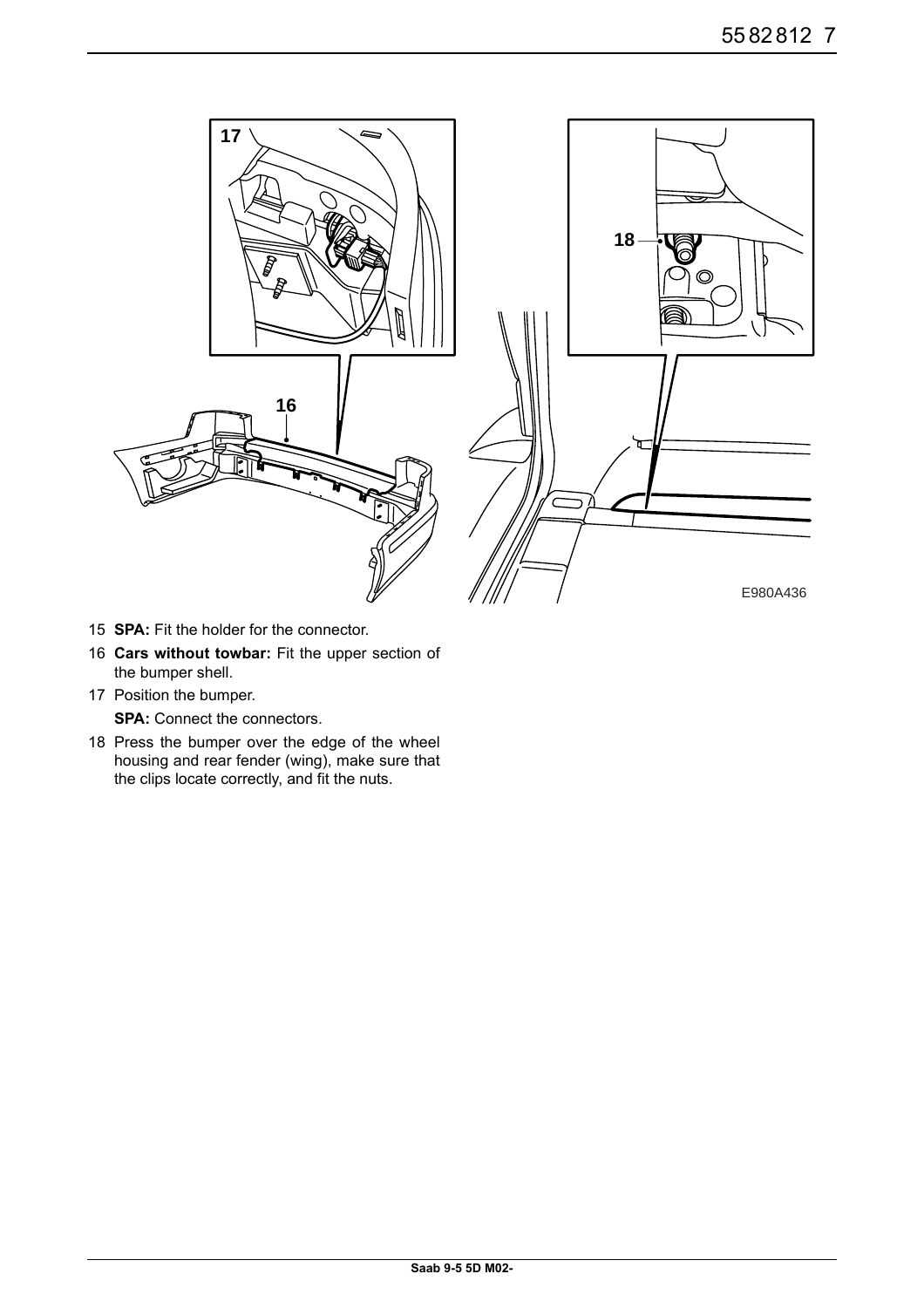15 **SPA:** Fit the holder for the connector.

16 **Cars without towbar:** Fit the upper section of the bumper shell.

17 Position the bumper.

   **SPA:** Connect the connectors.

18 Press the bumper over the edge of the wheel housing and rear fender (wing), make sure that the clips locate correctly, and fit the nuts.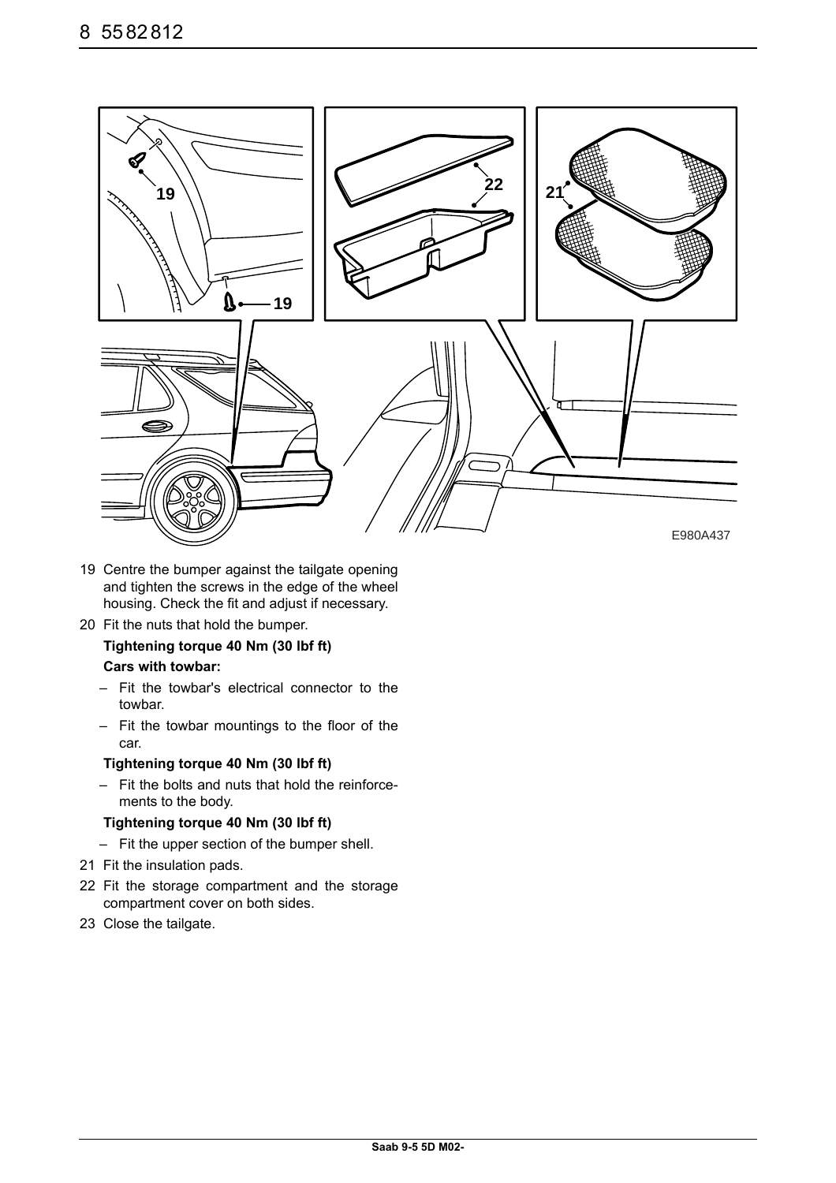19 Centre the bumper against the tailgate opening and tighten the screws in the edge of the wheel housing. Check the fit and adjust if necessary.

20 Fit the nuts that hold the bumper.

**Tightening torque 40 Nm (30 lbf ft)**

**Cars with towbar:**

- Fit the towbar's electrical connector to the towbar.
- Fit the towbar mountings to the floor of the car.

**Tightening torque 40 Nm (30 lbf ft)**

- Fit the bolts and nuts that hold the reinforcements to the body.

**Tightening torque 40 Nm (30 lbf ft)**

- Fit the upper section of the bumper shell.

21 Fit the insulation pads.

22 Fit the storage compartment and the storage compartment cover on both sides.

23 Close the tailgate.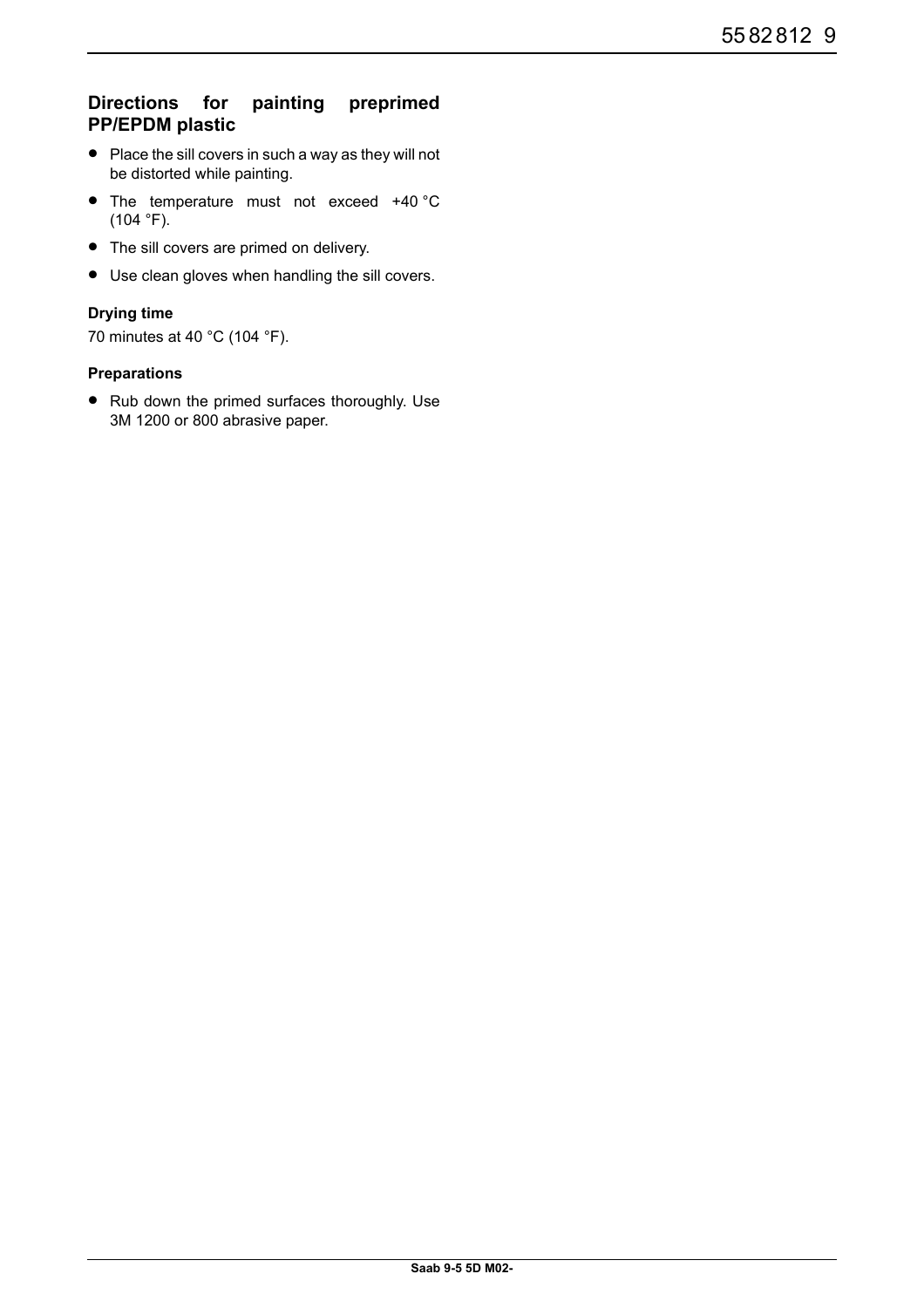## Directions for painting preprimed PP/EPDM plastic

- Place the sill covers in such a way as they will not be distorted while painting.
- The temperature must not exceed +40 °C (104 °F).
- The sill covers are primed on delivery.
- Use clean gloves when handling the sill covers.

**Drying time**

70 minutes at 40 °C (104 °F).

**Preparations**

- Rub down the primed surfaces thoroughly. Use 3M 1200 or 800 abrasive paper.